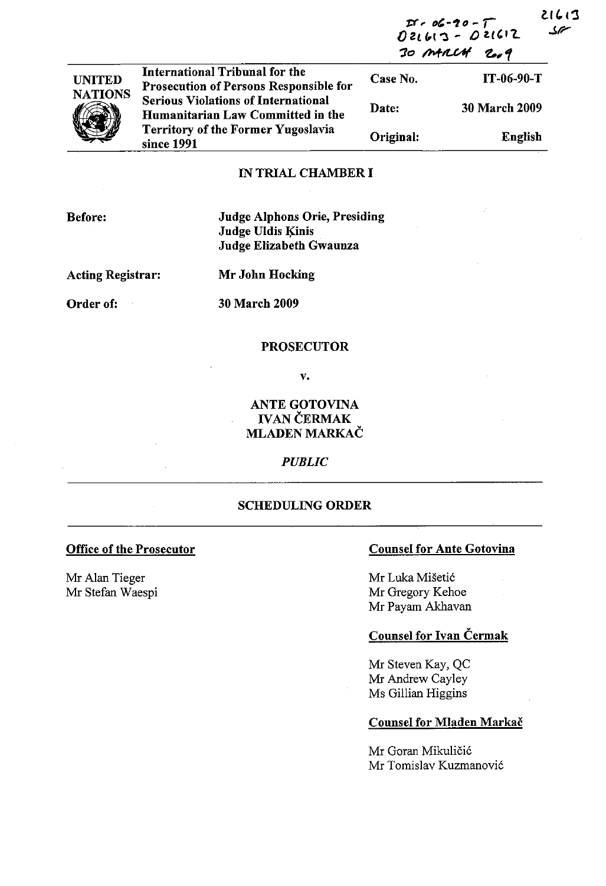IT-06-90-T
D21613 - D21612
30 MARCH 2009

21613
SF

| UNITED NATIONS | International Tribunal for the Prosecution of Persons Responsible for Serious Violations of International Humanitarian Law Committed in the Territory of the Former Yugoslavia since 1991 | Case No. | IT-06-90-T |
|---|---|---|---|
| | | Date: | 30 March 2009 |
| | | Original: | English |

**IN TRIAL CHAMBER I**

**Before:** Judge Alphons Orie, Presiding
Judge Uldis Ķinis
Judge Elizabeth Gwaunza

**Acting Registrar:** Mr John Hocking

**Order of:** 30 March 2009

**PROSECUTOR**

**v.**

**ANTE GOTOVINA**
**IVAN ČERMAK**
**MLADEN MARKAČ**

***PUBLIC***

**SCHEDULING ORDER**

**Office of the Prosecutor**

Mr Alan Tieger
Mr Stefan Waespi

**Counsel for Ante Gotovina**

Mr Luka Mišetić
Mr Gregory Kehoe
Mr Payam Akhavan

**Counsel for Ivan Čermak**

Mr Steven Kay, QC
Mr Andrew Cayley
Ms Gillian Higgins

**Counsel for Mladen Markač**

Mr Goran Mikuličić
Mr Tomislav Kuzmanović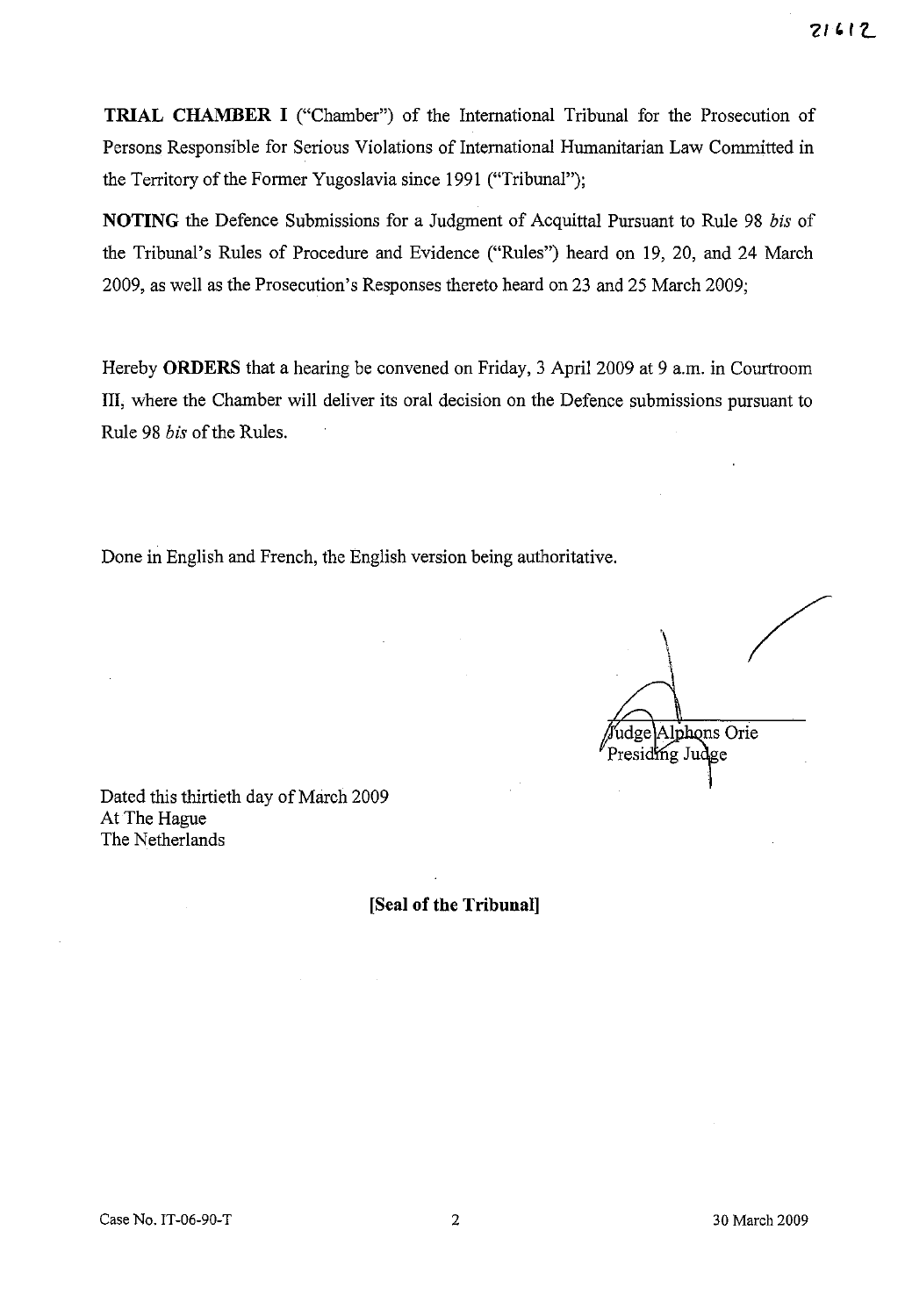**TRIAL CHAMBER I** ("Chamber") of the International Tribunal for the Prosecution of Persons Responsible for Serious Violations of International Humanitarian Law Committed in the Territory of the Former Yugoslavia since 1991 ("Tribunal");

**NOTING** the Defence Submissions for a Judgment of Acquittal Pursuant to Rule 98 *bis* of the Tribunal's Rules of Procedure and Evidence ("Rules") heard on 19, 20, and 24 March 2009, as well as the Prosecution's Responses thereto heard on 23 and 25 March 2009;

Hereby **ORDERS** that a hearing be convened on Friday, 3 April 2009 at 9 a.m. in Courtroom III, where the Chamber will deliver its oral decision on the Defence submissions pursuant to Rule 98 *bis* of the Rules.

Done in English and French, the English version being authoritative.

Judge Alphons Orie
Presiding Judge

Dated this thirtieth day of March 2009
At The Hague
The Netherlands

**[Seal of the Tribunal]**